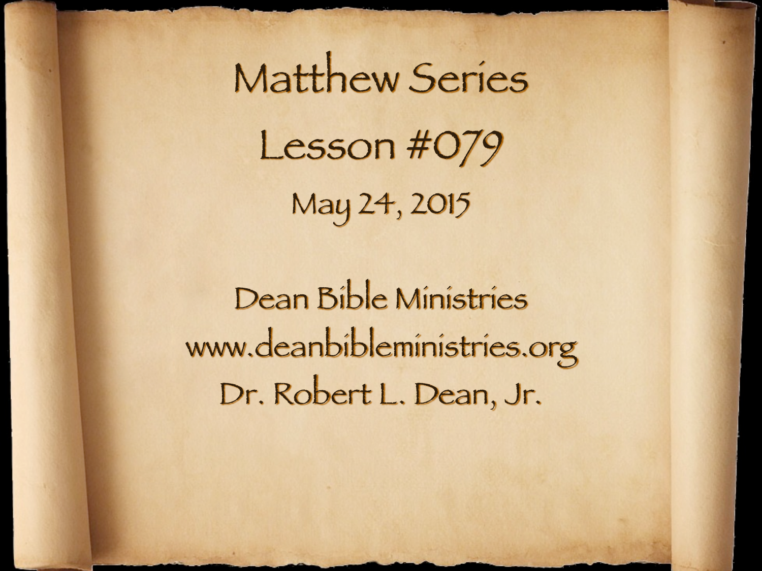# Matthew Series

## Lesson #079

May 24, 2015

Dean Bible Ministries

www.deanbibleministries.org

Dr. Robert L. Dean, Jr.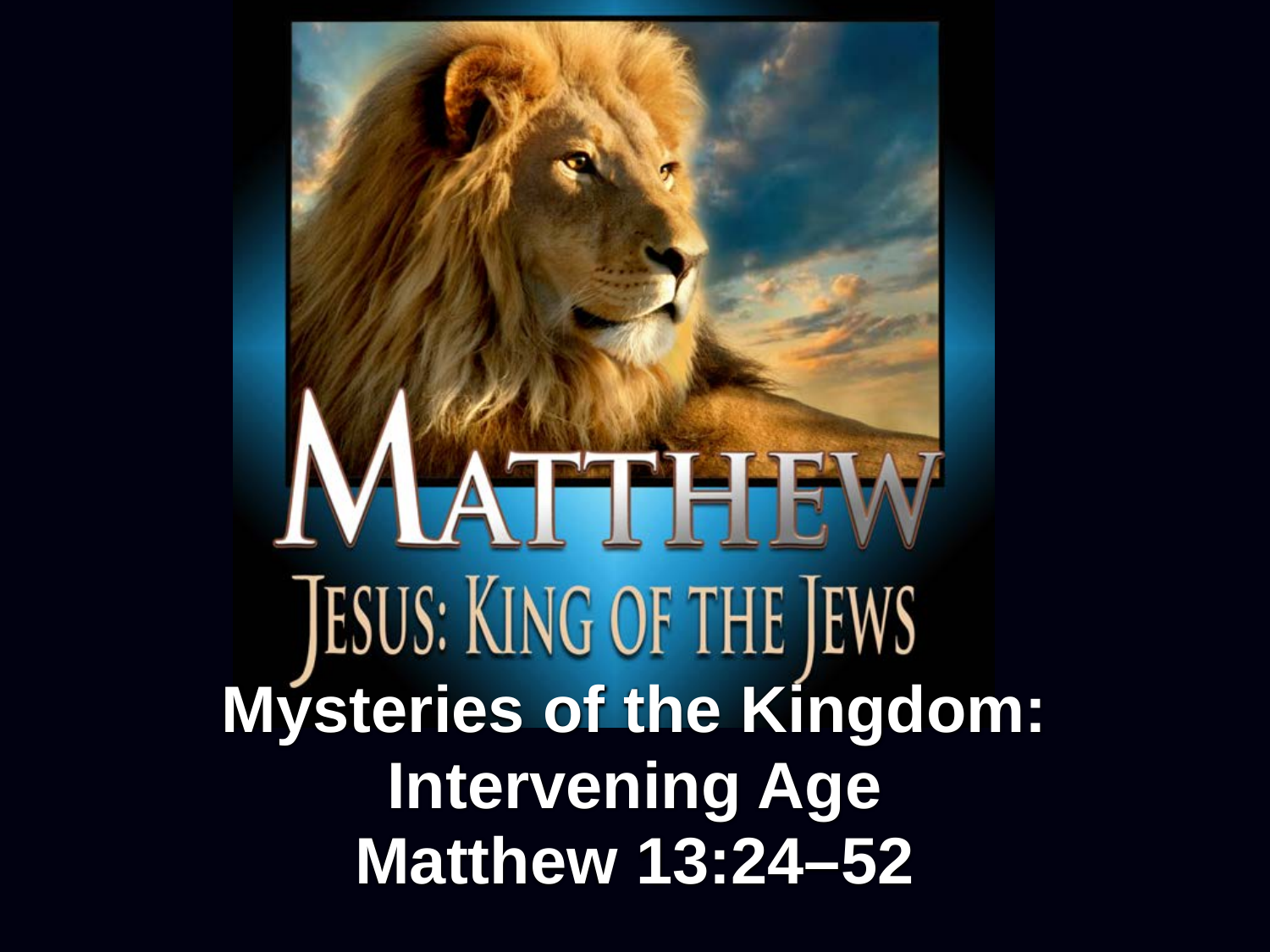# MATTHEW

## JESUS: KING OF THE JEWS

**Mysteries of the Kingdom: Intervening Age**
**Matthew 13:24–52**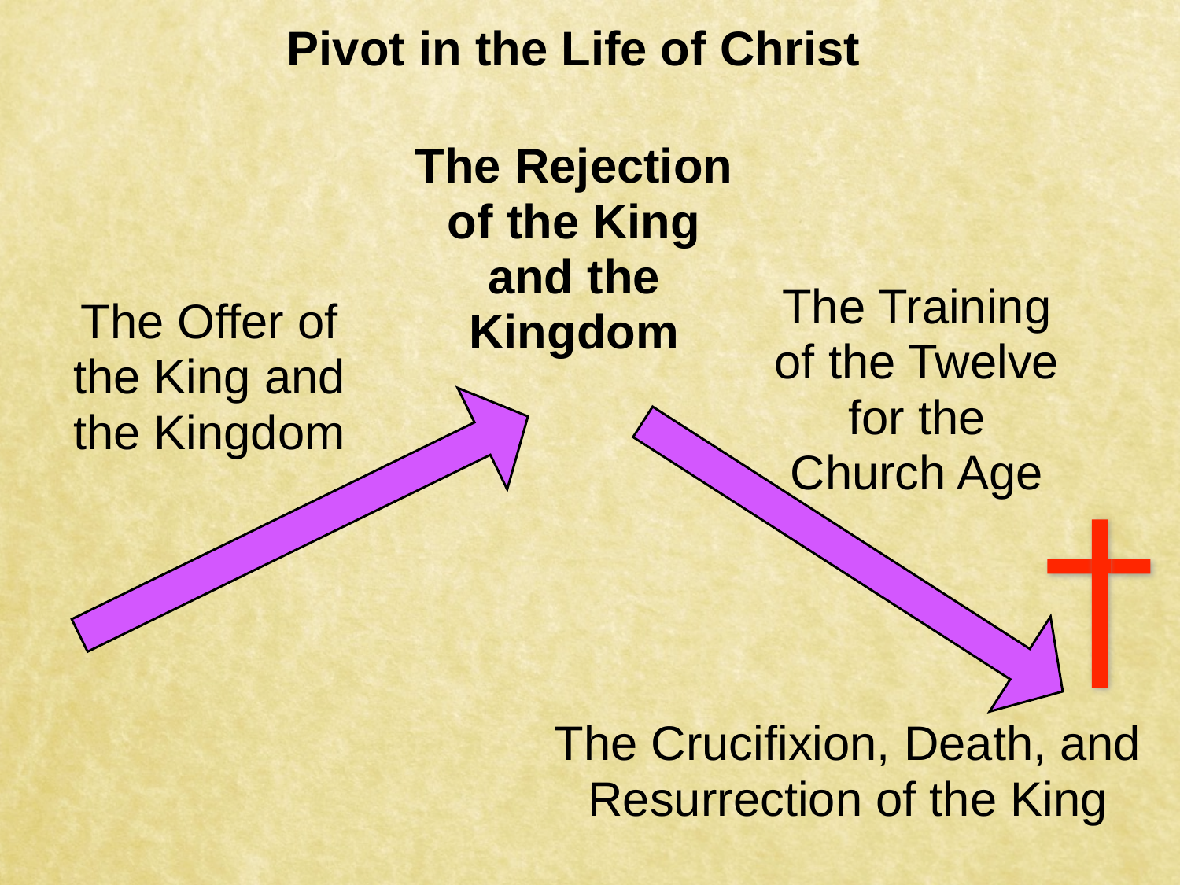# Pivot in the Life of Christ

The Offer of the King and the Kingdom

**The Rejection of the King and the Kingdom**

The Training of the Twelve for the Church Age

The Crucifixion, Death, and Resurrection of the King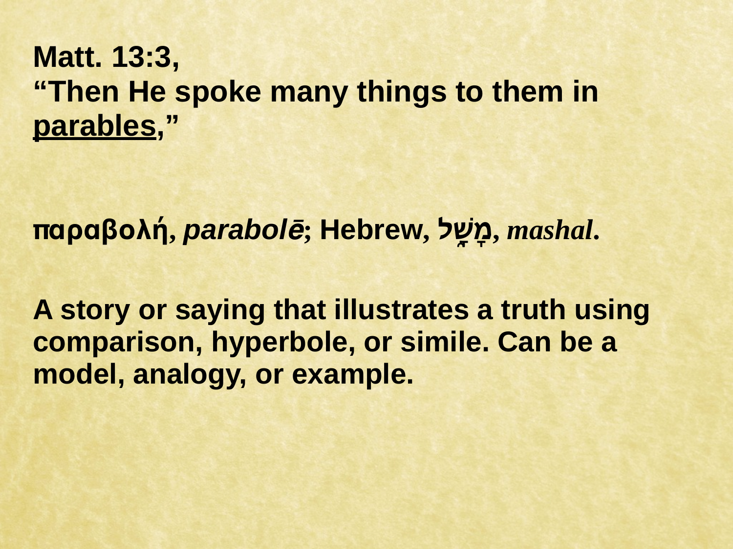**Matt. 13:3,**
**"Then He spoke many things to them in <u>parables</u>,"**

**παραβολή, *parabolē*; Hebrew, מָשָׁל, *mashal*.**

**A story or saying that illustrates a truth using comparison, hyperbole, or simile. Can be a model, analogy, or example.**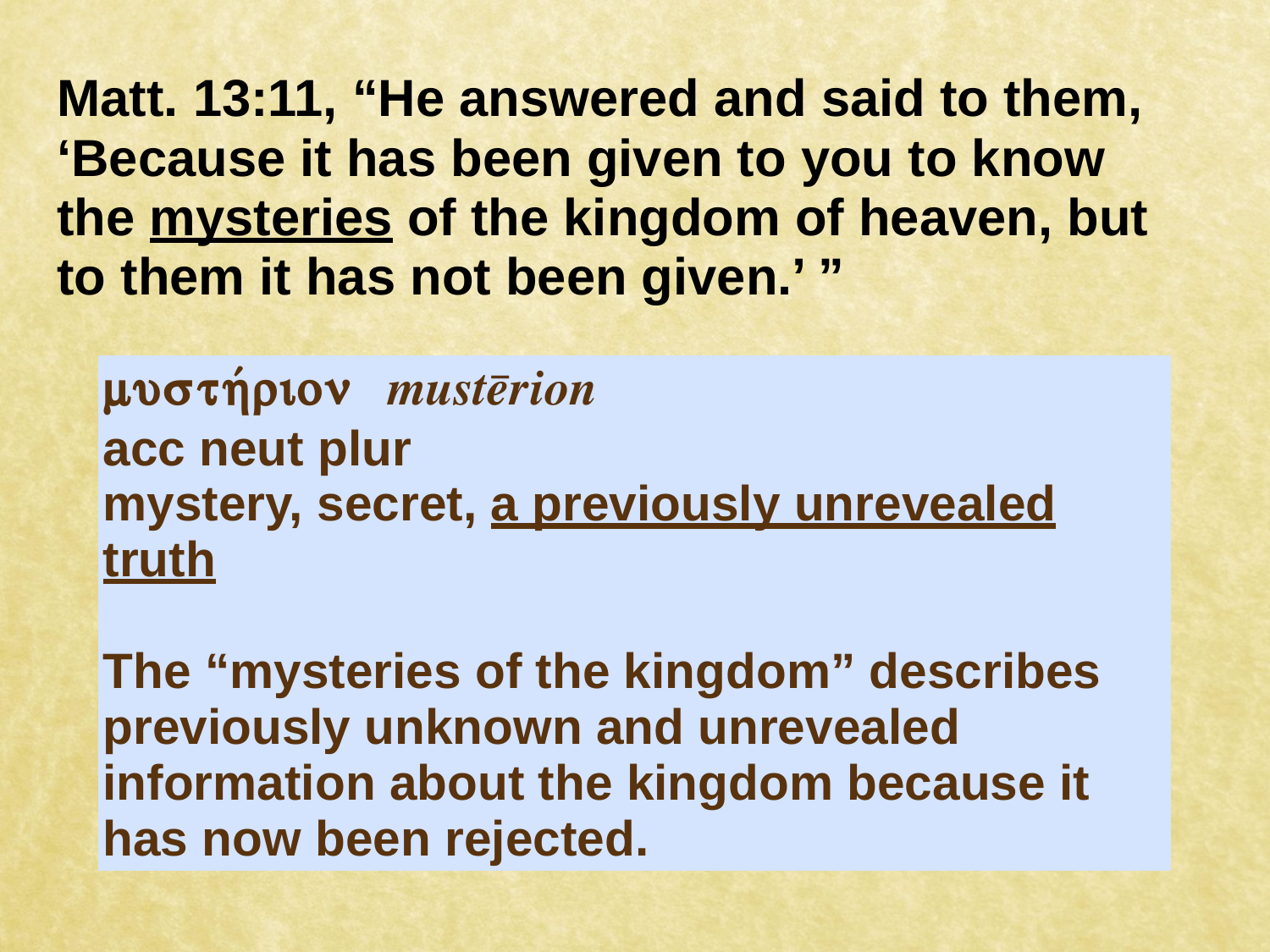**Matt. 13:11, “He answered and said to them, ‘Because it has been given to you to know the <u>mysteries</u> of the kingdom of heaven, but to them it has not been given.’ ”**

**μυστήριον** *mustērion*
**acc neut plur**
**mystery, secret, <u>a previously unrevealed truth</u>**

**The “mysteries of the kingdom” describes previously unknown and unrevealed information about the kingdom because it has now been rejected.**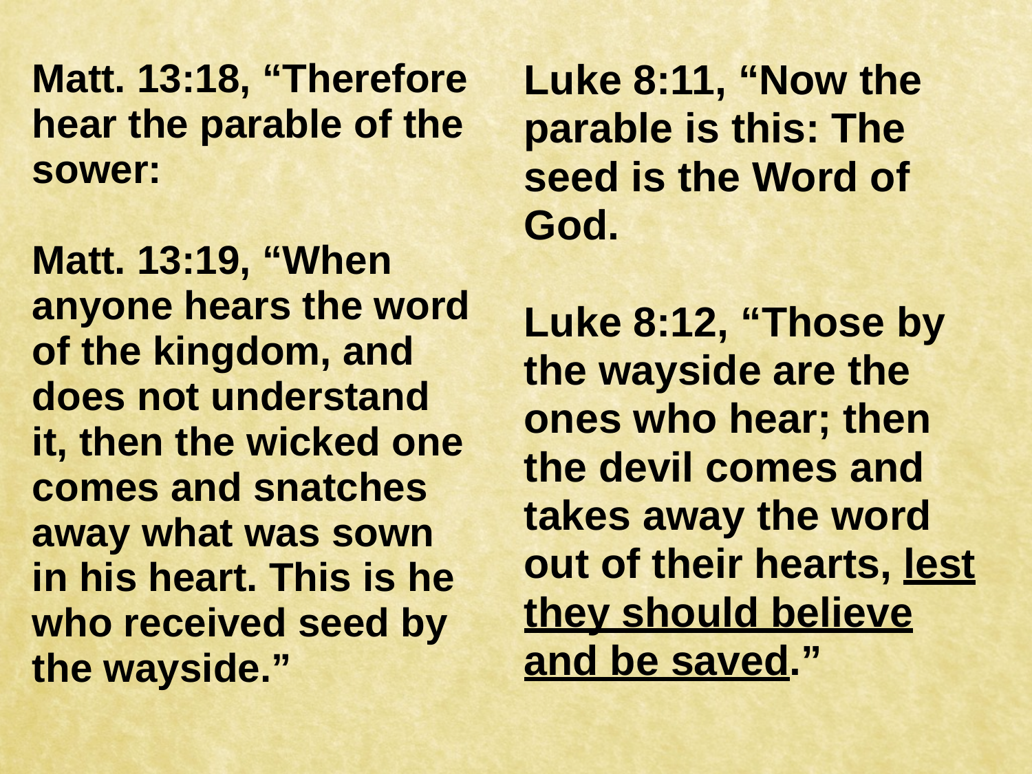**Matt. 13:18, "Therefore hear the parable of the sower:**

**Matt. 13:19, "When anyone hears the word of the kingdom, and does not understand it, then the wicked one comes and snatches away what was sown in his heart. This is he who received seed by the wayside."**

**Luke 8:11, "Now the parable is this: The seed is the Word of God.**

**Luke 8:12, "Those by the wayside are the ones who hear; then the devil comes and takes away the word out of their hearts, <u>lest they should believe and be saved</u>."**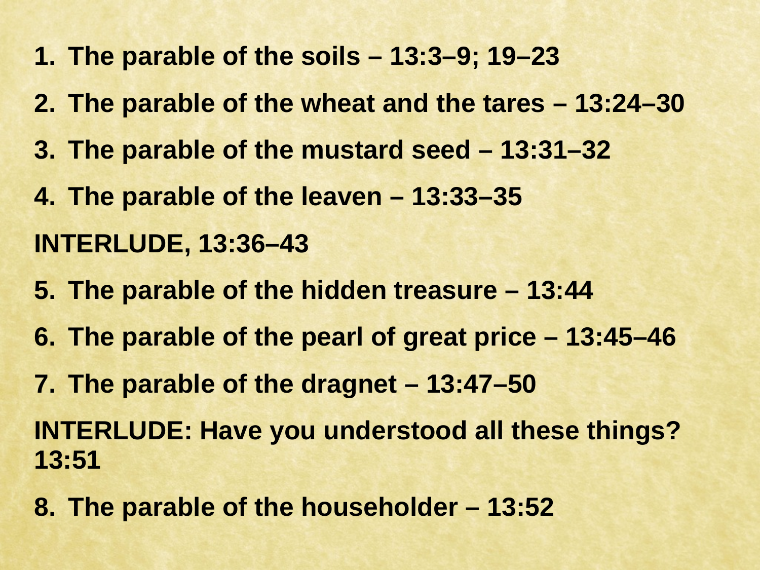1. **The parable of the soils – 13:3–9; 19–23**
2. **The parable of the wheat and the tares – 13:24–30**
3. **The parable of the mustard seed – 13:31–32**
4. **The parable of the leaven – 13:33–35**

**INTERLUDE, 13:36–43**

5. **The parable of the hidden treasure – 13:44**
6. **The parable of the pearl of great price – 13:45–46**
7. **The parable of the dragnet – 13:47–50**

**INTERLUDE: Have you understood all these things? 13:51**

8. **The parable of the householder – 13:52**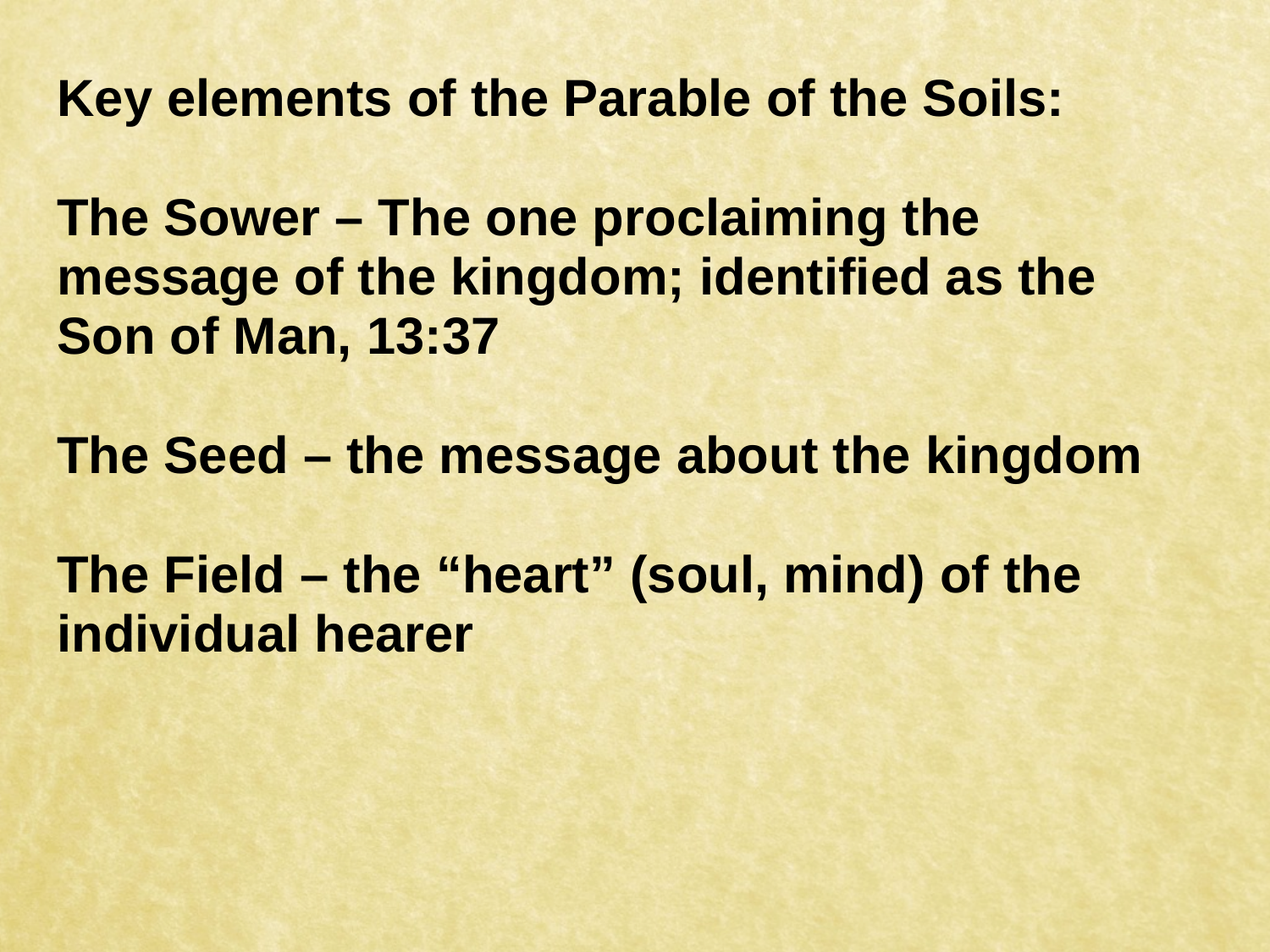**Key elements of the Parable of the Soils:**

**The Sower – The one proclaiming the message of the kingdom; identified as the Son of Man, 13:37**

**The Seed – the message about the kingdom**

**The Field – the “heart” (soul, mind) of the individual hearer**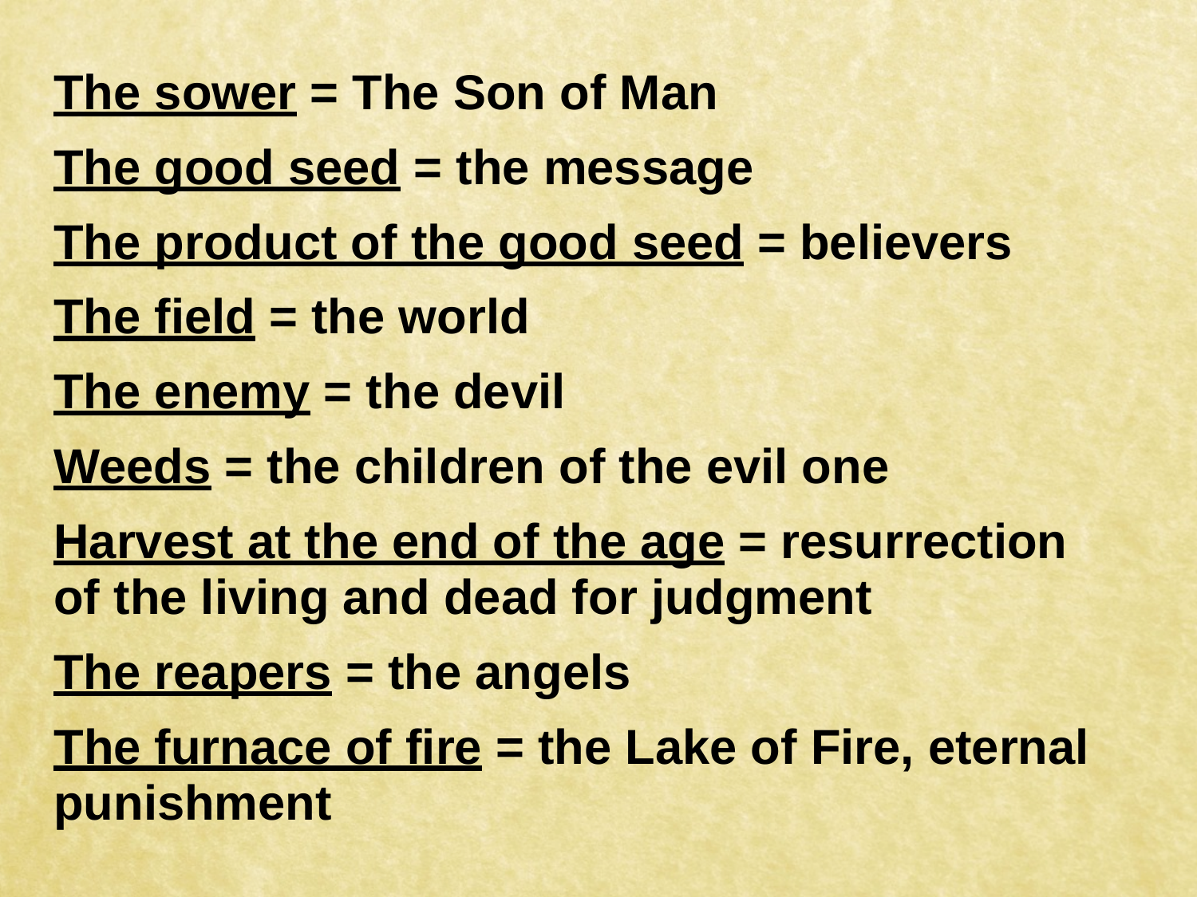**<u>The sower</u> = The Son of Man**

**<u>The good seed</u> = the message**

**<u>The product of the good seed</u> = believers**

**<u>The field</u> = the world**

**<u>The enemy</u> = the devil**

**<u>Weeds</u> = the children of the evil one**

**<u>Harvest at the end of the age</u> = resurrection of the living and dead for judgment**

**<u>The reapers</u> = the angels**

**<u>The furnace of fire</u> = the Lake of Fire, eternal punishment**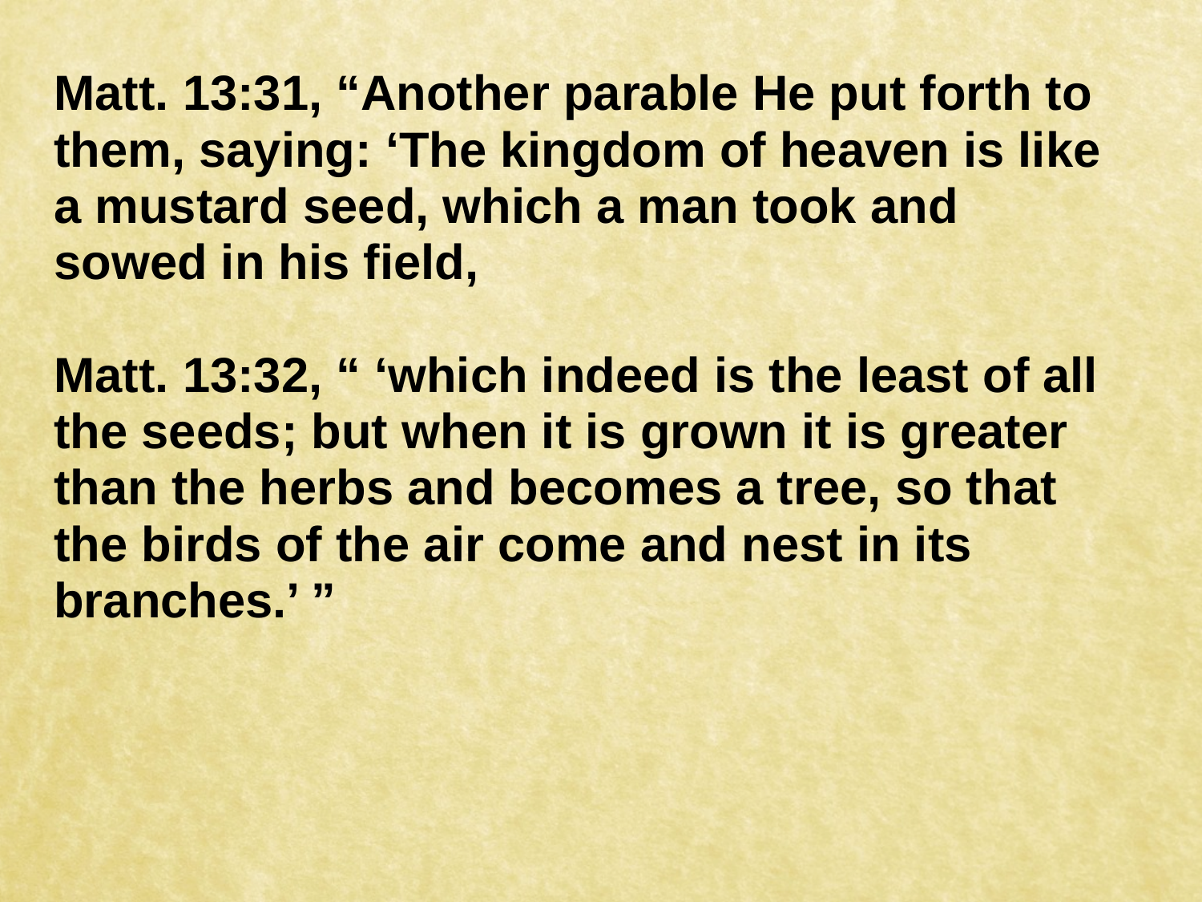**Matt. 13:31, “Another parable He put forth to them, saying: ‘The kingdom of heaven is like a mustard seed, which a man took and sowed in his field,**

**Matt. 13:32, “ ‘which indeed is the least of all the seeds; but when it is grown it is greater than the herbs and becomes a tree, so that the birds of the air come and nest in its branches.’ ”**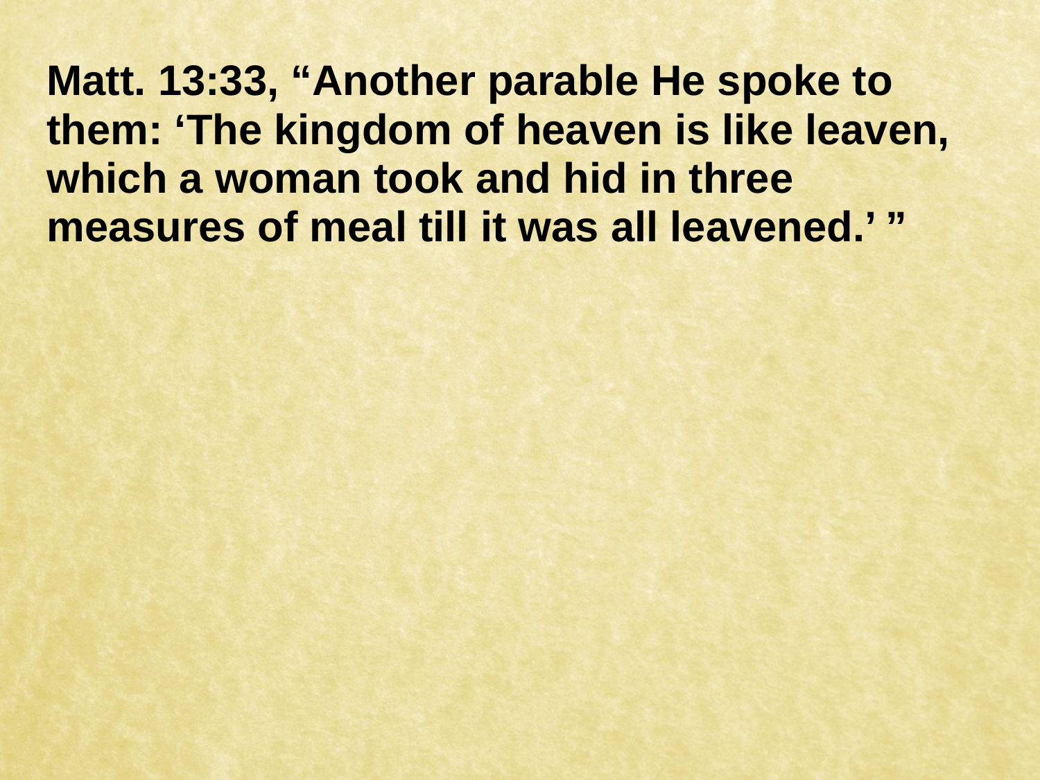**Matt. 13:33, "Another parable He spoke to them: 'The kingdom of heaven is like leaven, which a woman took and hid in three measures of meal till it was all leavened.' "**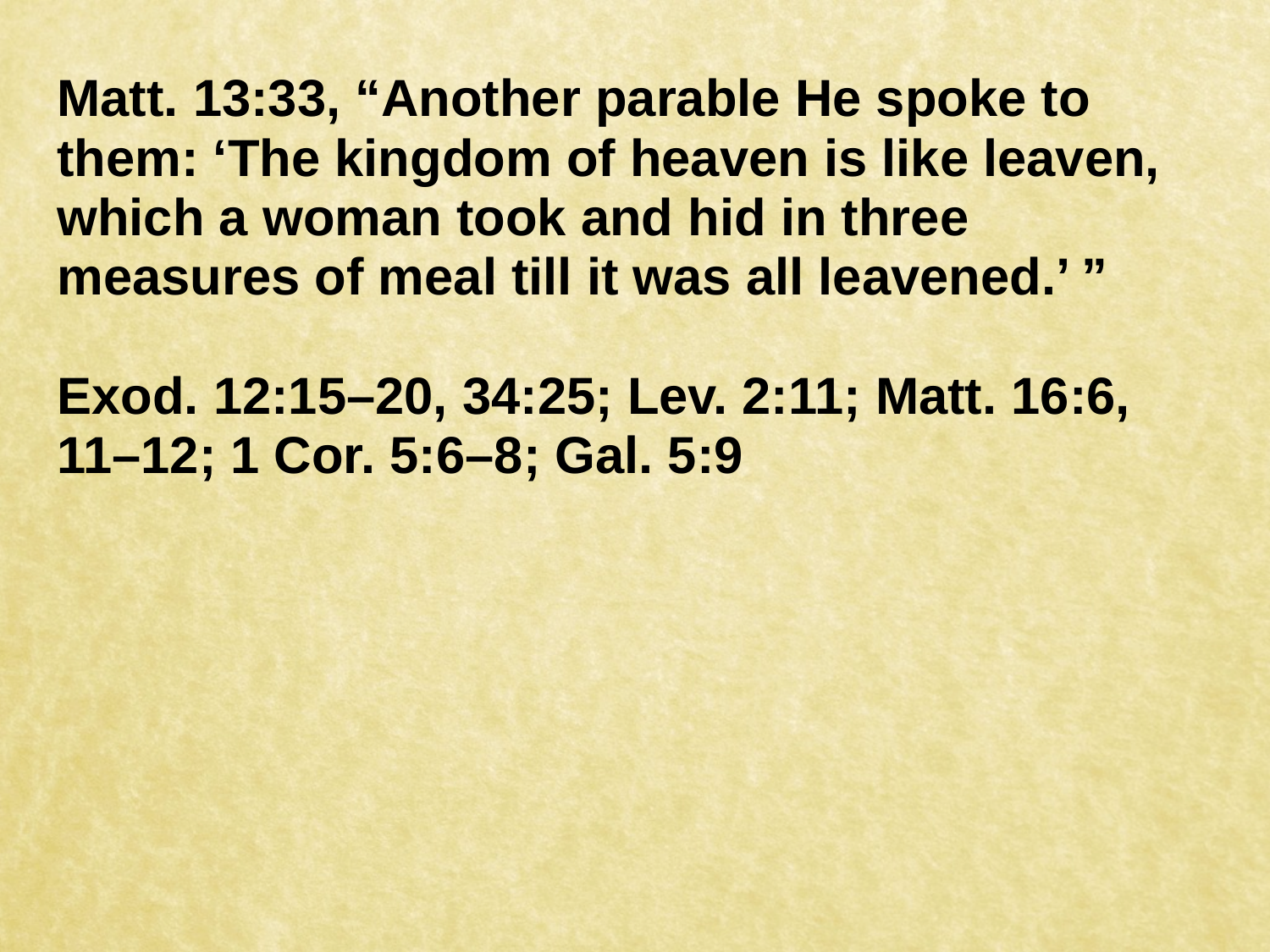**Matt. 13:33, "Another parable He spoke to them: 'The kingdom of heaven is like leaven, which a woman took and hid in three measures of meal till it was all leavened.' "**

**Exod. 12:15–20, 34:25; Lev. 2:11; Matt. 16:6, 11–12; 1 Cor. 5:6–8; Gal. 5:9**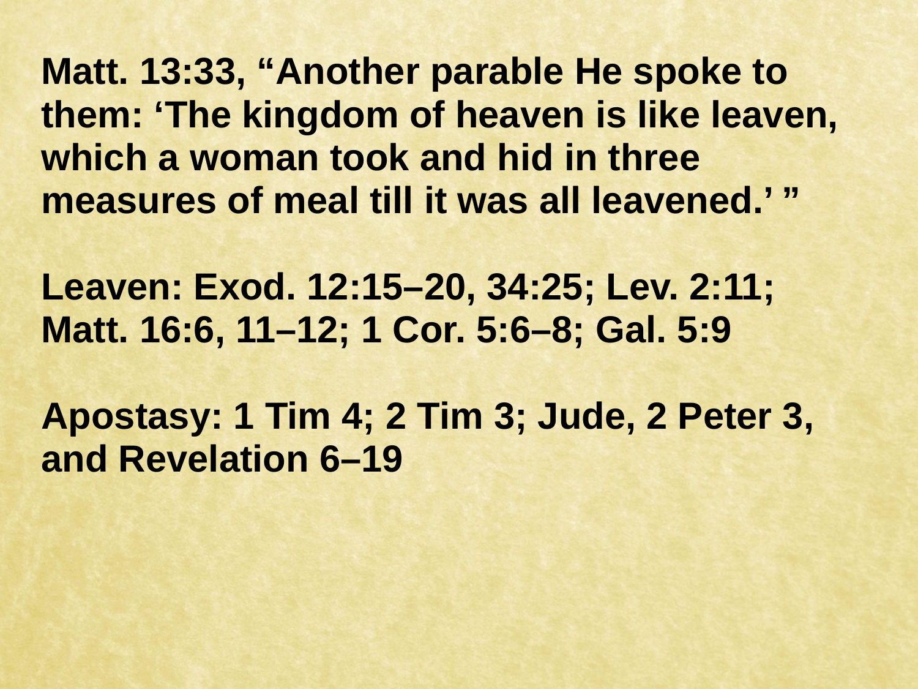**Matt. 13:33, “Another parable He spoke to them: ‘The kingdom of heaven is like leaven, which a woman took and hid in three measures of meal till it was all leavened.’ ”**

**Leaven: Exod. 12:15–20, 34:25; Lev. 2:11; Matt. 16:6, 11–12; 1 Cor. 5:6–8; Gal. 5:9**

**Apostasy: 1 Tim 4; 2 Tim 3; Jude, 2 Peter 3, and Revelation 6–19**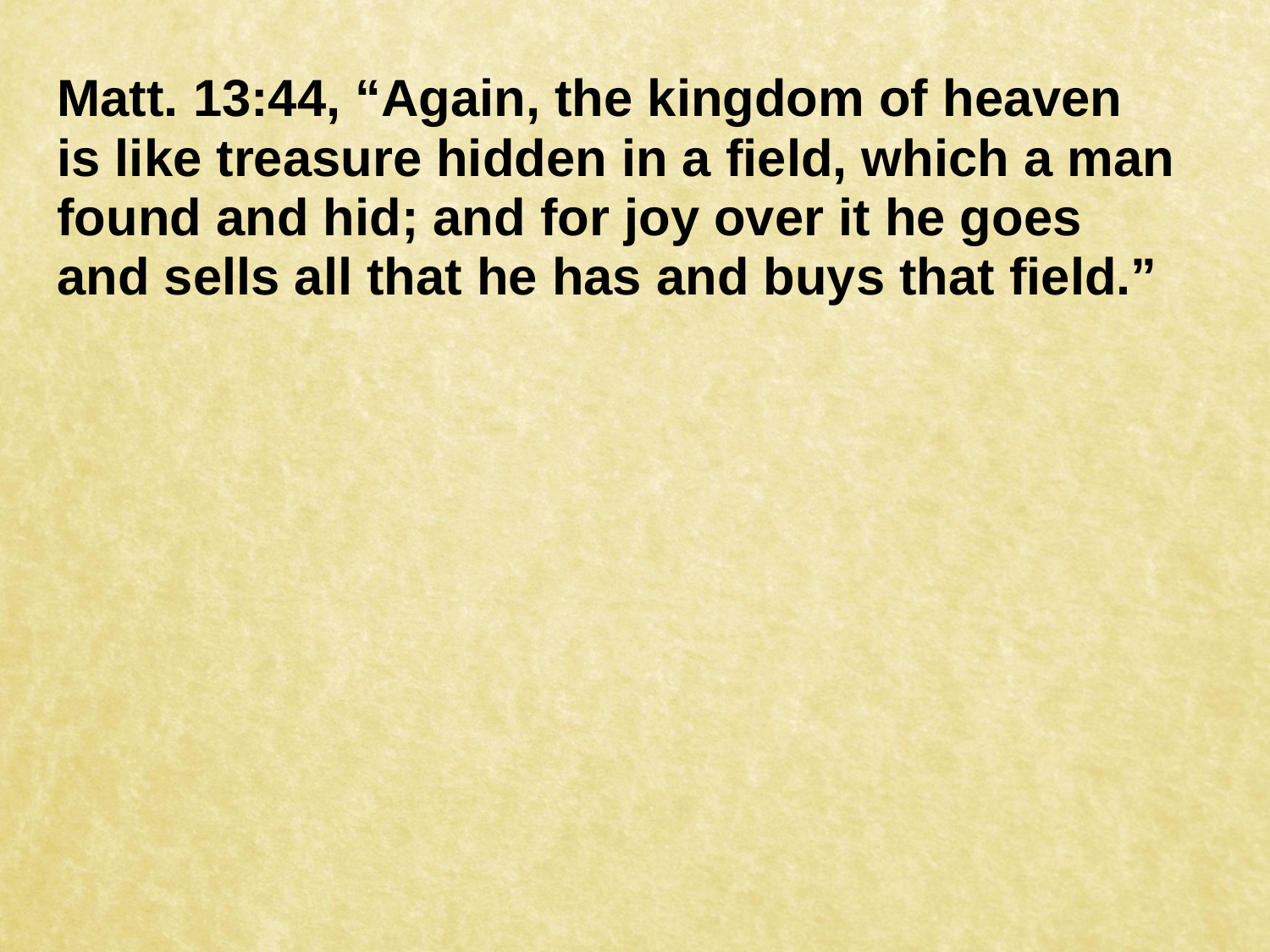**Matt. 13:44, "Again, the kingdom of heaven is like treasure hidden in a field, which a man found and hid; and for joy over it he goes and sells all that he has and buys that field."**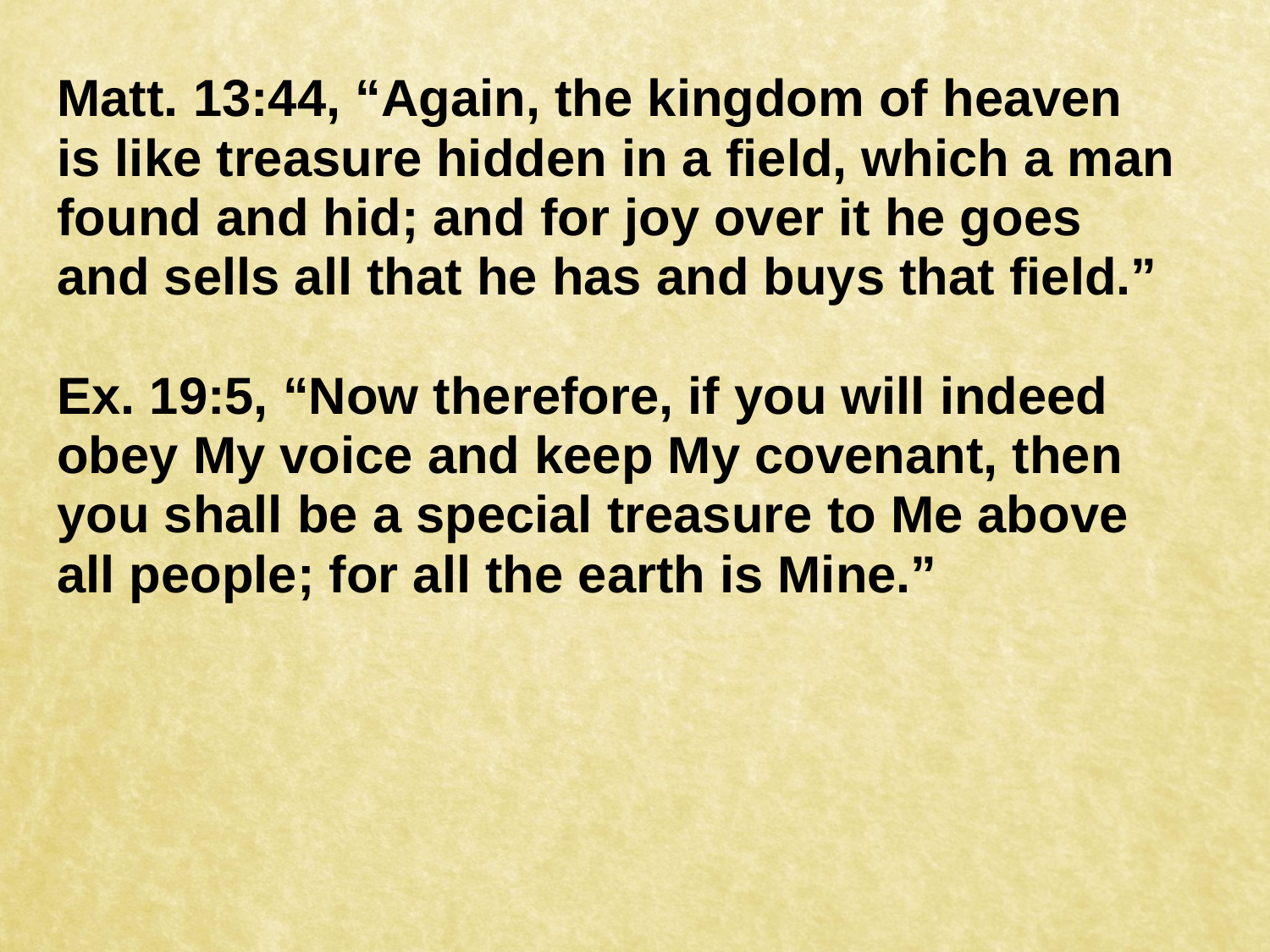**Matt. 13:44, "Again, the kingdom of heaven is like treasure hidden in a field, which a man found and hid; and for joy over it he goes and sells all that he has and buys that field."**

**Ex. 19:5, "Now therefore, if you will indeed obey My voice and keep My covenant, then you shall be a special treasure to Me above all people; for all the earth is Mine."**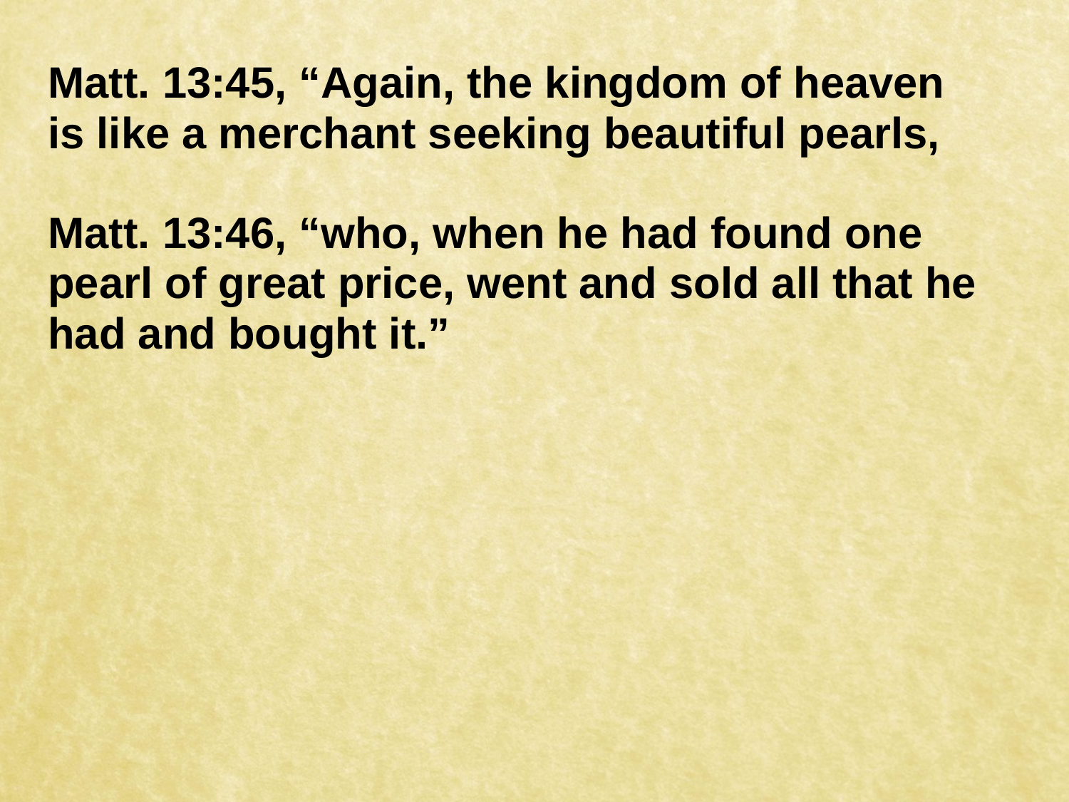**Matt. 13:45, “Again, the kingdom of heaven is like a merchant seeking beautiful pearls,**

**Matt. 13:46, “who, when he had found one pearl of great price, went and sold all that he had and bought it.”**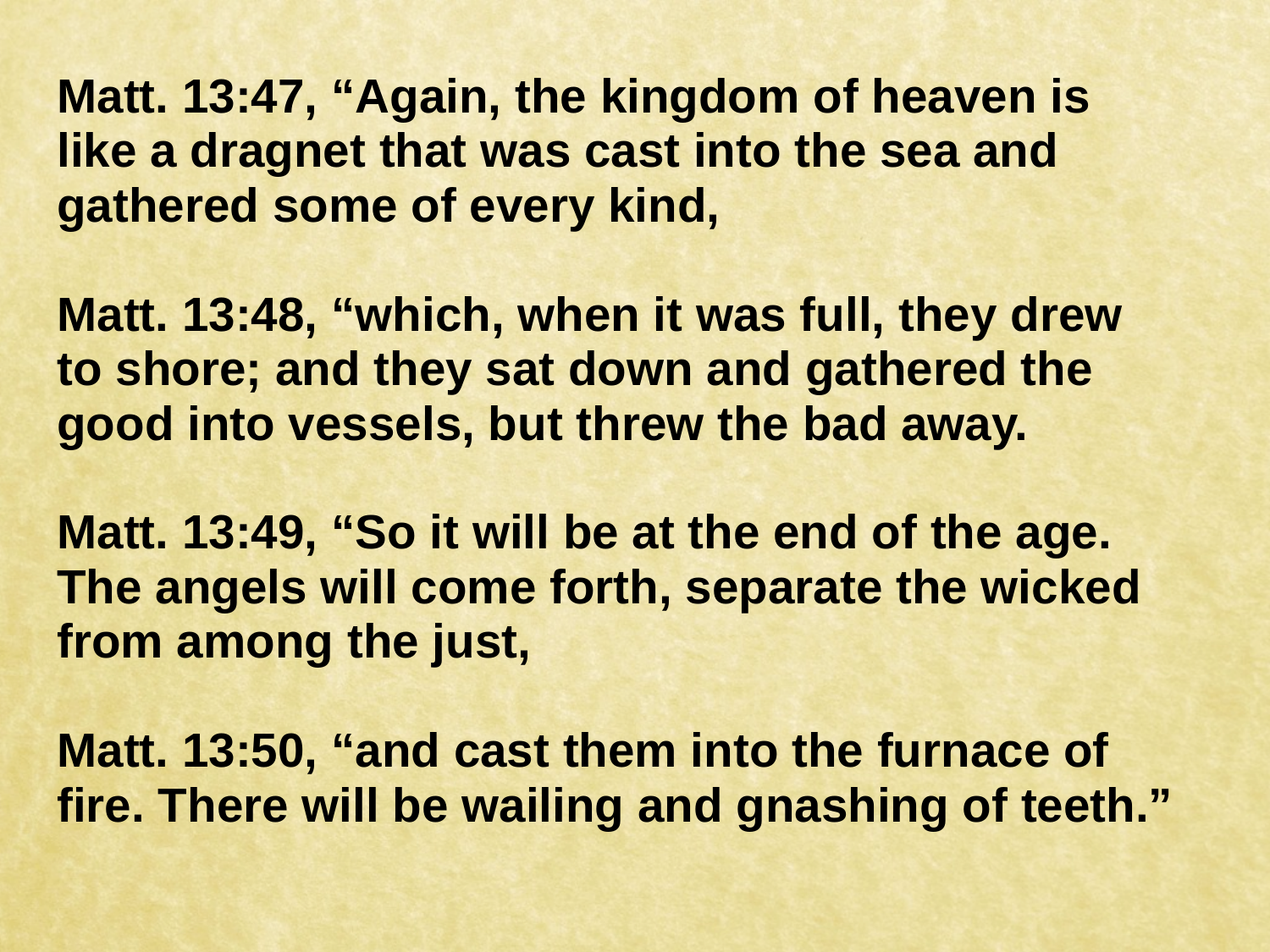**Matt. 13:47, “Again, the kingdom of heaven is like a dragnet that was cast into the sea and gathered some of every kind,**

**Matt. 13:48, “which, when it was full, they drew to shore; and they sat down and gathered the good into vessels, but threw the bad away.**

**Matt. 13:49, “So it will be at the end of the age. The angels will come forth, separate the wicked from among the just,**

**Matt. 13:50, “and cast them into the furnace of fire. There will be wailing and gnashing of teeth.”**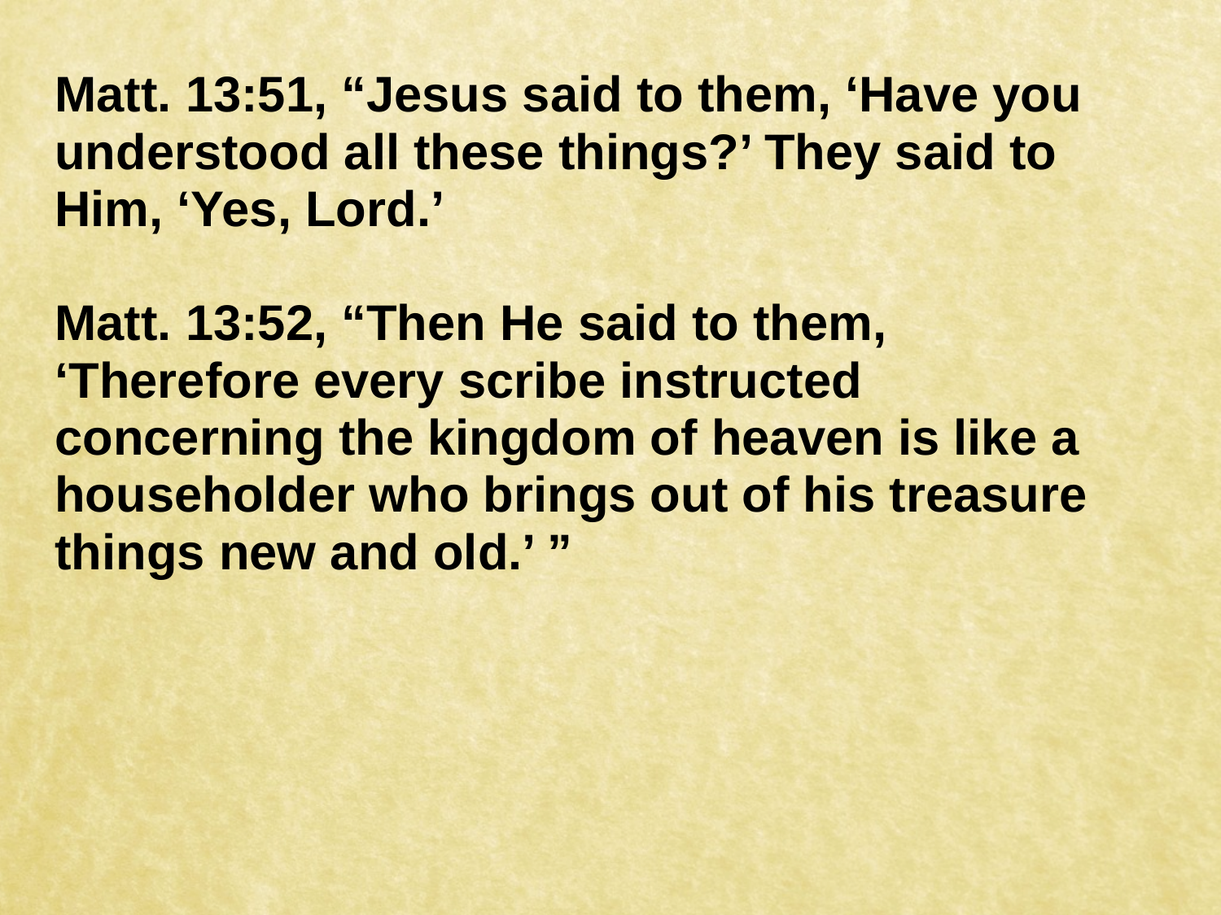**Matt. 13:51, “Jesus said to them, ‘Have you understood all these things?’ They said to Him, ‘Yes, Lord.’**

**Matt. 13:52, “Then He said to them, ‘Therefore every scribe instructed concerning the kingdom of heaven is like a householder who brings out of his treasure things new and old.’ ”**